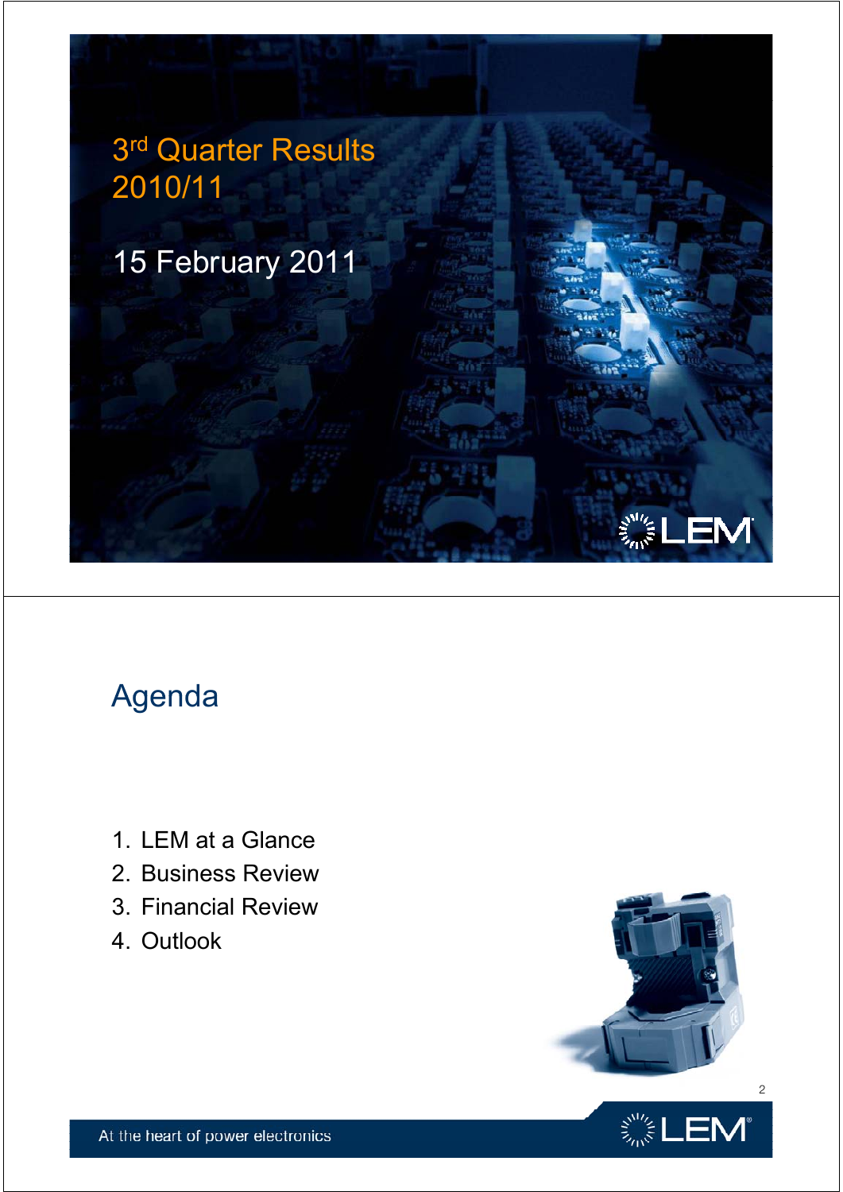# 3rd Quarter Results 2010/11

15 February 2011

## Agenda

1. LEM at a Glance
2. Business Review
3. Financial Review
4. Outlook

At the heart of power electronics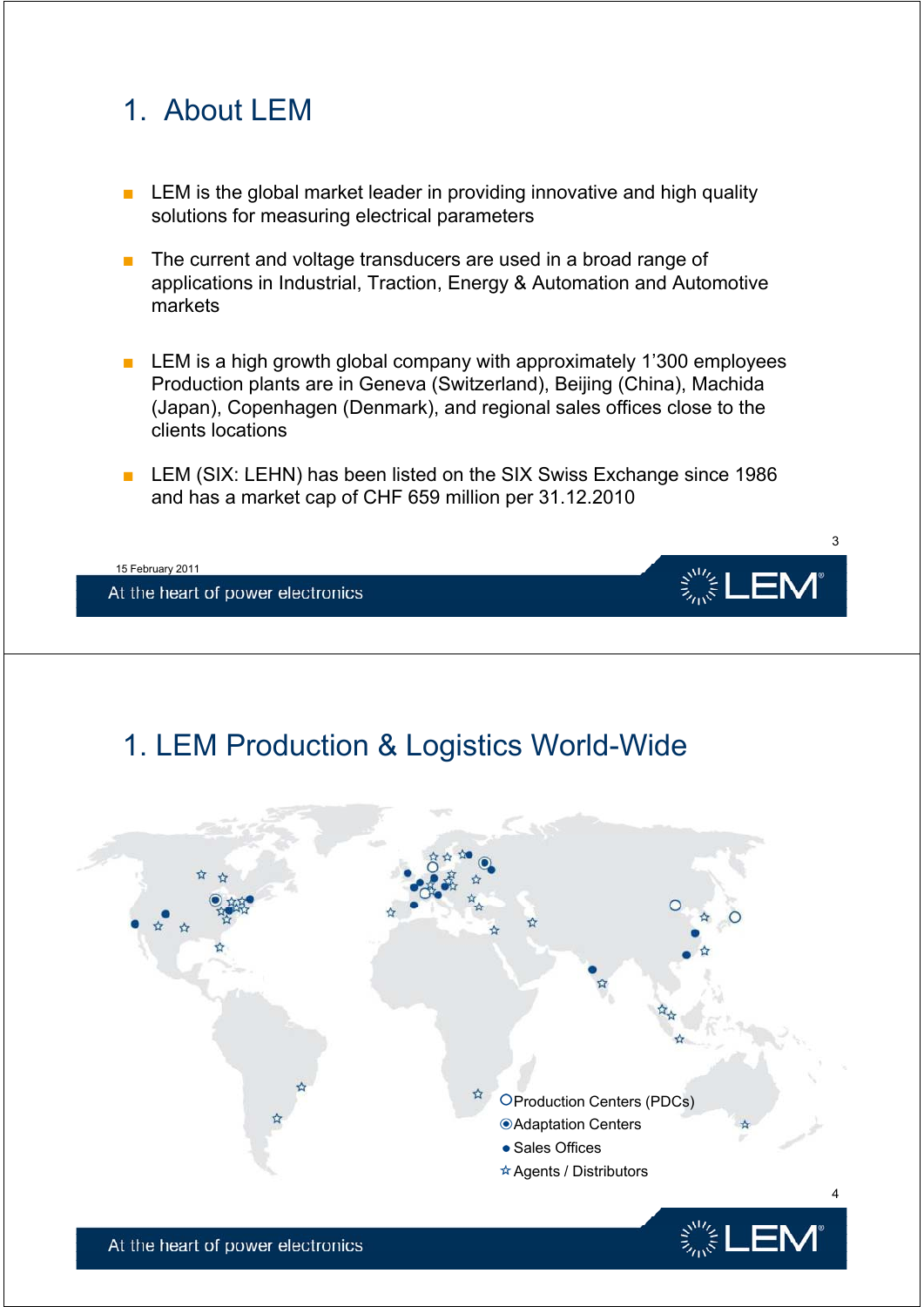# 1. About LEM

- LEM is the global market leader in providing innovative and high quality solutions for measuring electrical parameters
- The current and voltage transducers are used in a broad range of applications in Industrial, Traction, Energy & Automation and Automotive markets
- LEM is a high growth global company with approximately 1'300 employees Production plants are in Geneva (Switzerland), Beijing (China), Machida (Japan), Copenhagen (Denmark), and regional sales offices close to the clients locations
- LEM (SIX: LEHN) has been listed on the SIX Swiss Exchange since 1986 and has a market cap of CHF 659 million per 31.12.2010

15 February 2011

# 1. LEM Production & Logistics World-Wide

- Production Centers (PDCs)
- Adaptation Centers
- Sales Offices
- Agents / Distributors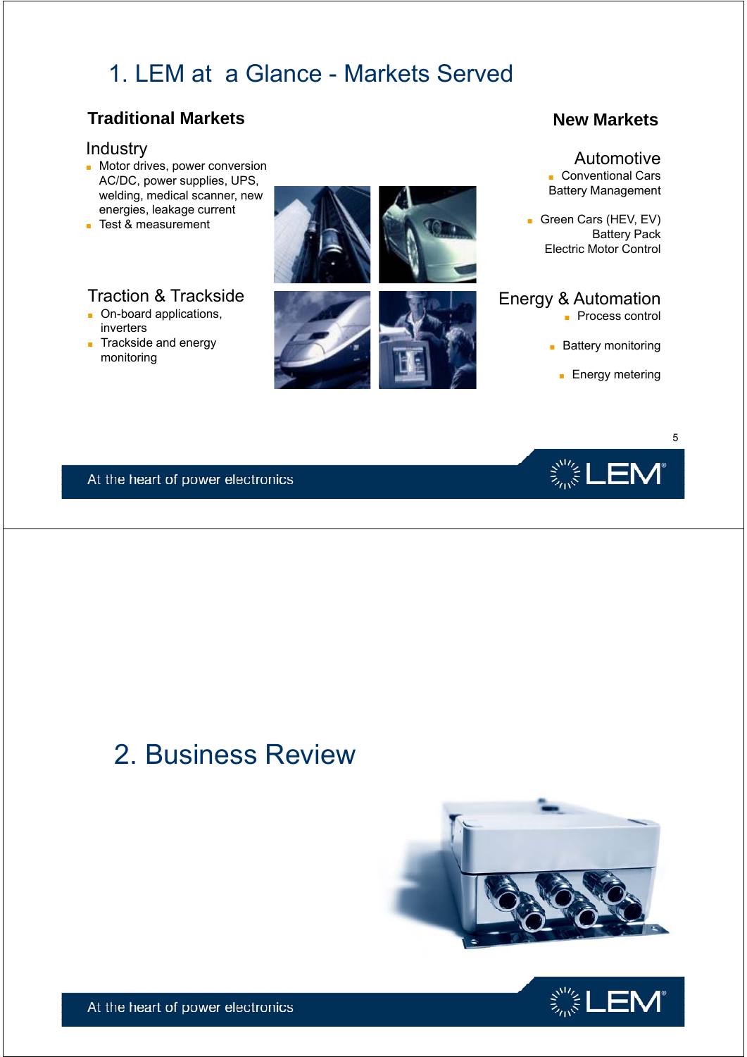# 1. LEM at a Glance - Markets Served

## Traditional Markets

### Industry

- Motor drives, power conversion AC/DC, power supplies, UPS, welding, medical scanner, new energies, leakage current
- Test & measurement

### Traction & Trackside

- On-board applications, inverters
- Trackside and energy monitoring

## New Markets

### Automotive

- Conventional Cars
  Battery Management
- Green Cars (HEV, EV)
  Battery Pack
  Electric Motor Control

### Energy & Automation

- Process control
- Battery monitoring
- Energy metering

# 2. Business Review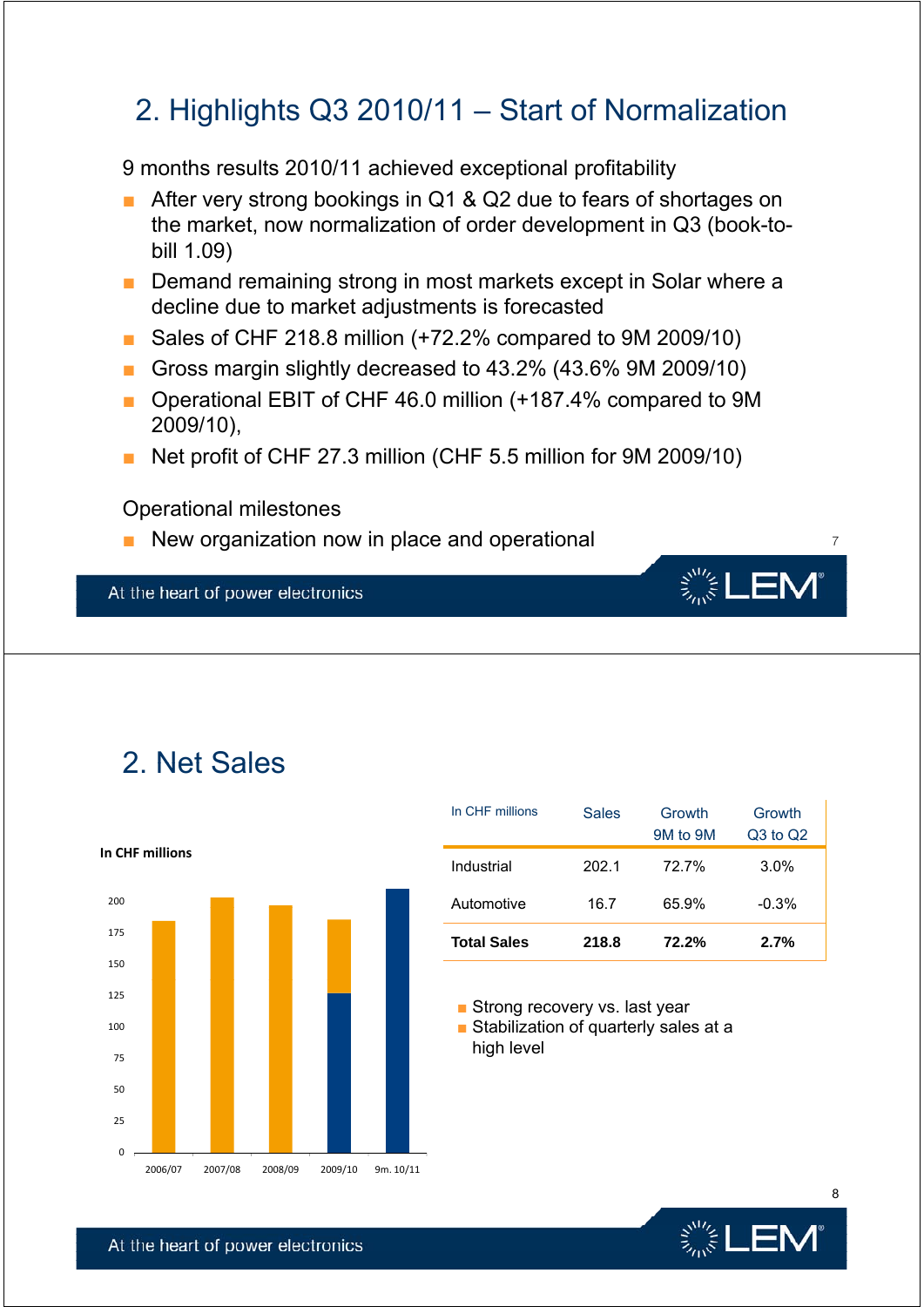## 2. Highlights Q3 2010/11 – Start of Normalization

9 months results 2010/11 achieved exceptional profitability

- After very strong bookings in Q1 & Q2 due to fears of shortages on the market, now normalization of order development in Q3 (book-to-bill 1.09)
- Demand remaining strong in most markets except in Solar where a decline due to market adjustments is forecasted
- Sales of CHF 218.8 million (+72.2% compared to 9M 2009/10)
- Gross margin slightly decreased to 43.2% (43.6% 9M 2009/10)
- Operational EBIT of CHF 46.0 million (+187.4% compared to 9M 2009/10),
- Net profit of CHF 27.3 million (CHF 5.5 million for 9M 2009/10)

Operational milestones

- New organization now in place and operational

## 2. Net Sales

In CHF millions

| Year | Sales (approx., CHF millions) |
|---|---|
| 2006/07 | ~184 |
| 2007/08 | ~204 |
| 2008/09 | ~197 |
| 2009/10 | ~185 |
| 9m. 10/11 | ~211 |

| In CHF millions | Sales | Growth 9M to 9M | Growth Q3 to Q2 |
|---|---|---|---|
| Industrial | 202.1 | 72.7% | 3.0% |
| Automotive | 16.7 | 65.9% | -0.3% |
| **Total Sales** | **218.8** | **72.2%** | **2.7%** |

- Strong recovery vs. last year
- Stabilization of quarterly sales at a high level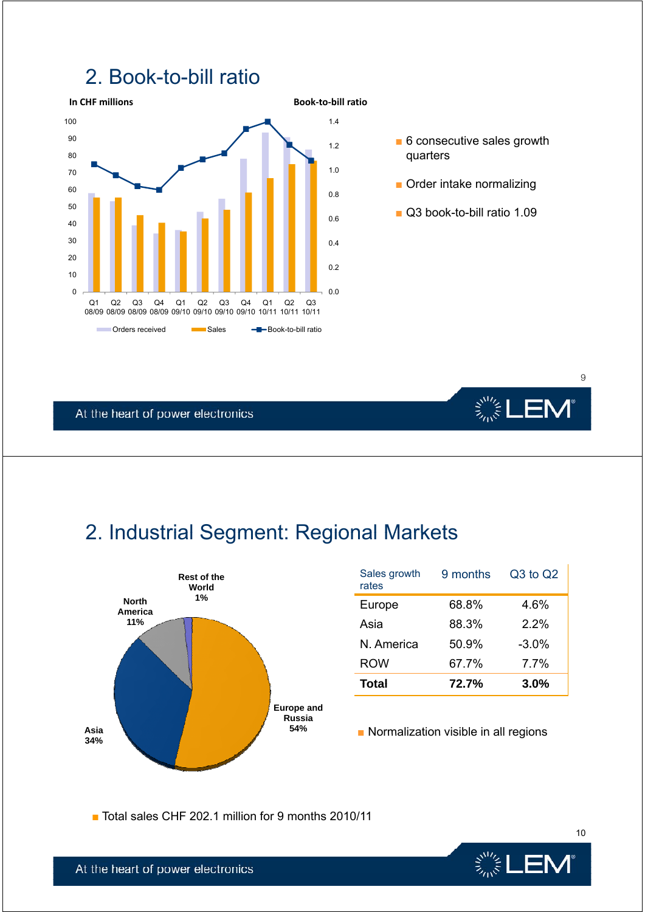## 2. Book-to-bill ratio

In CHF millions | Book-to-bill ratio

Q1 08/09, Q2 08/09, Q3 08/09, Q4 08/09, Q1 09/10, Q2 09/10, Q3 09/10, Q4 09/10, Q1 10/11, Q2 10/11, Q3 10/11

Orders received | Sales | Book-to-bill ratio

- 6 consecutive sales growth quarters
- Order intake normalizing
- Q3 book-to-bill ratio 1.09

## 2. Industrial Segment: Regional Markets

Rest of the World 1%
North America 11%
Asia 34%
Europe and Russia 54%

| Sales growth rates | 9 months | Q3 to Q2 |
|---|---|---|
| Europe | 68.8% | 4.6% |
| Asia | 88.3% | 2.2% |
| N. America | 50.9% | -3.0% |
| ROW | 67.7% | 7.7% |
| **Total** | **72.7%** | **3.0%** |

- Normalization visible in all regions
- Total sales CHF 202.1 million for 9 months 2010/11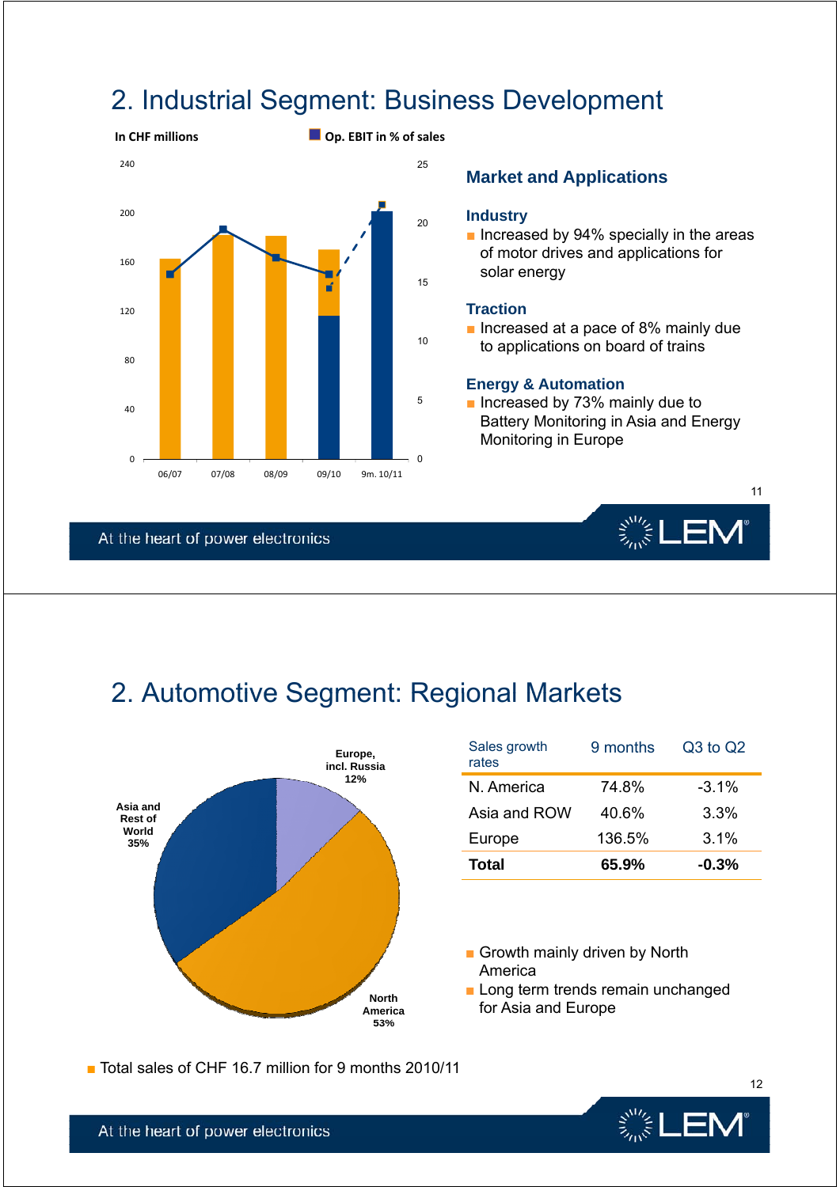# 2. Industrial Segment: Business Development

In CHF millions | Op. EBIT in % of sales

### Market and Applications

**Industry**

- Increased by 94% specially in the areas of motor drives and applications for solar energy

**Traction**

- Increased at a pace of 8% mainly due to applications on board of trains

**Energy & Automation**

- Increased by 73% mainly due to Battery Monitoring in Asia and Energy Monitoring in Europe

# 2. Automotive Segment: Regional Markets

Europe, incl. Russia 12%
Asia and Rest of World 35%
North America 53%

| Sales growth rates | 9 months | Q3 to Q2 |
| --- | --- | --- |
| N. America | 74.8% | -3.1% |
| Asia and ROW | 40.6% | 3.3% |
| Europe | 136.5% | 3.1% |
| **Total** | **65.9%** | **-0.3%** |

- Growth mainly driven by North America
- Long term trends remain unchanged for Asia and Europe

- Total sales of CHF 16.7 million for 9 months 2010/11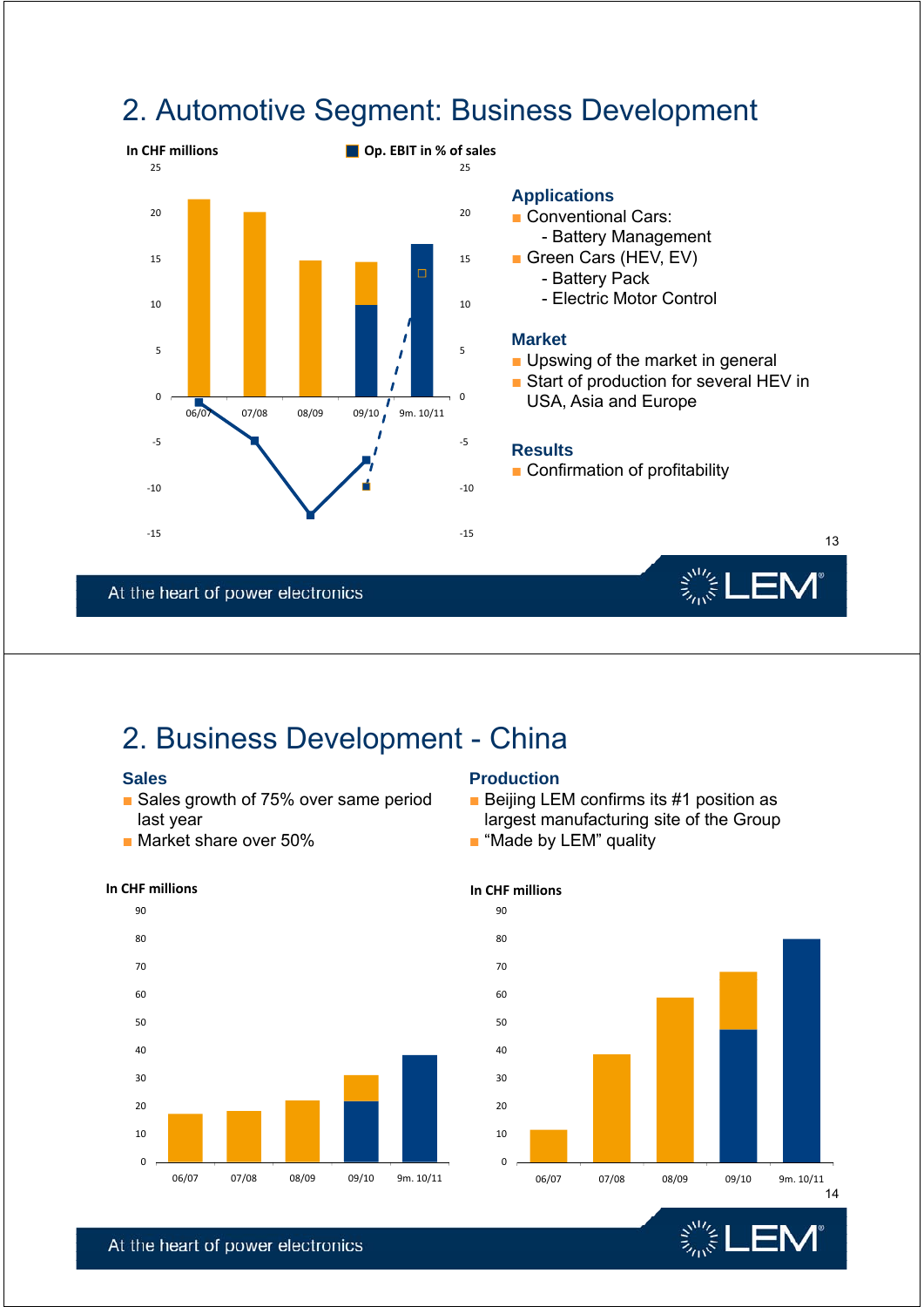## 2. Automotive Segment: Business Development

In CHF millions

Op. EBIT in % of sales

06/07 | 07/08 | 08/09 | 09/10 | 9m. 10/11

### Applications

- Conventional Cars:
  - Battery Management
- Green Cars (HEV, EV)
  - Battery Pack
  - Electric Motor Control

### Market

- Upswing of the market in general
- Start of production for several HEV in USA, Asia and Europe

### Results

- Confirmation of profitability

## 2. Business Development - China

### Sales

- Sales growth of 75% over same period last year
- Market share over 50%

### Production

- Beijing LEM confirms its #1 position as largest manufacturing site of the Group
- "Made by LEM" quality

In CHF millions

06/07 | 07/08 | 08/09 | 09/10 | 9m. 10/11

In CHF millions

06/07 | 07/08 | 08/09 | 09/10 | 9m. 10/11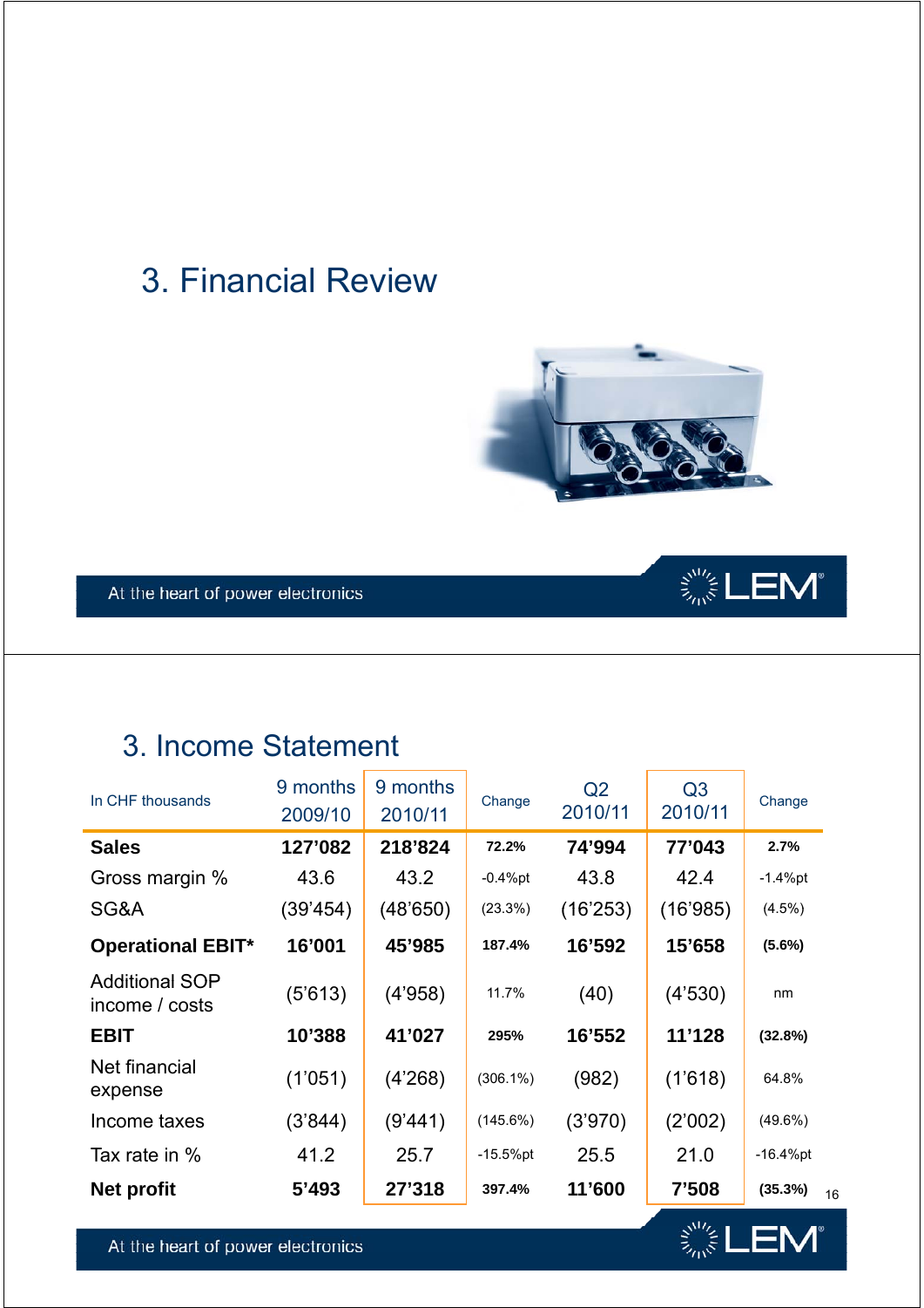# 3. Financial Review

At the heart of power electronics

## 3. Income Statement

| In CHF thousands | 9 months 2009/10 | 9 months 2010/11 | Change | Q2 2010/11 | Q3 2010/11 | Change |
|---|---|---|---|---|---|---|
| **Sales** | **127'082** | **218'824** | **72.2%** | **74'994** | **77'043** | **2.7%** |
| Gross margin % | 43.6 | 43.2 | -0.4%pt | 43.8 | 42.4 | -1.4%pt |
| SG&A | (39'454) | (48'650) | (23.3%) | (16'253) | (16'985) | (4.5%) |
| **Operational EBIT*** | **16'001** | **45'985** | **187.4%** | **16'592** | **15'658** | **(5.6%)** |
| Additional SOP income / costs | (5'613) | (4'958) | 11.7% | (40) | (4'530) | nm |
| **EBIT** | **10'388** | **41'027** | **295%** | **16'552** | **11'128** | **(32.8%)** |
| Net financial expense | (1'051) | (4'268) | (306.1%) | (982) | (1'618) | 64.8% |
| Income taxes | (3'844) | (9'441) | (145.6%) | (3'970) | (2'002) | (49.6%) |
| Tax rate in % | 41.2 | 25.7 | -15.5%pt | 25.5 | 21.0 | -16.4%pt |
| **Net profit** | **5'493** | **27'318** | **397.4%** | **11'600** | **7'508** | **(35.3%)** |

At the heart of power electronics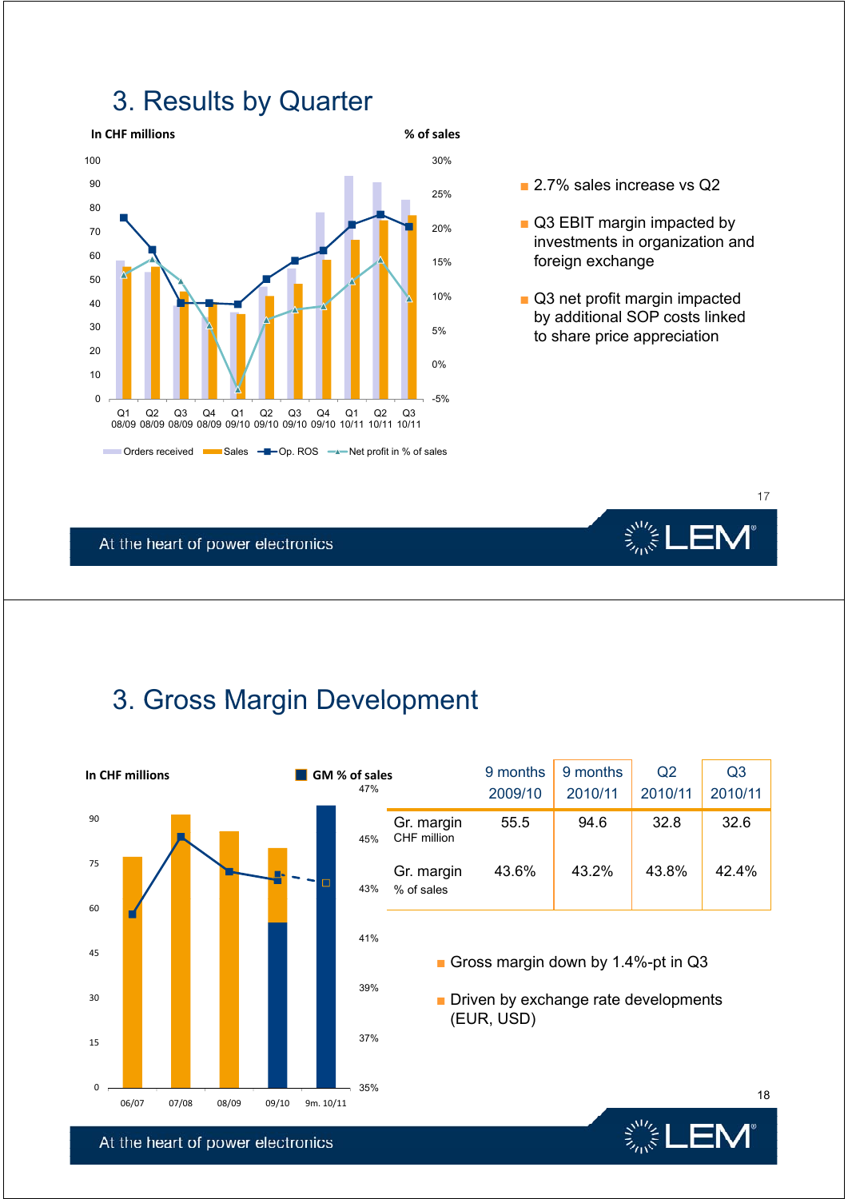# 3. Results by Quarter

In CHF millions | % of sales

Orders received | Sales | Op. ROS | Net profit in % of sales

Q1 08/09, Q2 08/09, Q3 08/09, Q4 08/09, Q1 09/10, Q2 09/10, Q3 09/10, Q4 09/10, Q1 10/11, Q2 10/11, Q3 10/11

- 2.7% sales increase vs Q2
- Q3 EBIT margin impacted by investments in organization and foreign exchange
- Q3 net profit margin impacted by additional SOP costs linked to share price appreciation

# 3. Gross Margin Development

In CHF millions | GM % of sales

06/07, 07/08, 08/09, 09/10, 9m. 10/11

| | 9 months 2009/10 | 9 months 2010/11 | Q2 2010/11 | Q3 2010/11 |
|---|---|---|---|---|
| Gr. margin CHF million | 55.5 | 94.6 | 32.8 | 32.6 |
| Gr. margin % of sales | 43.6% | 43.2% | 43.8% | 42.4% |

- Gross margin down by 1.4%-pt in Q3
- Driven by exchange rate developments (EUR, USD)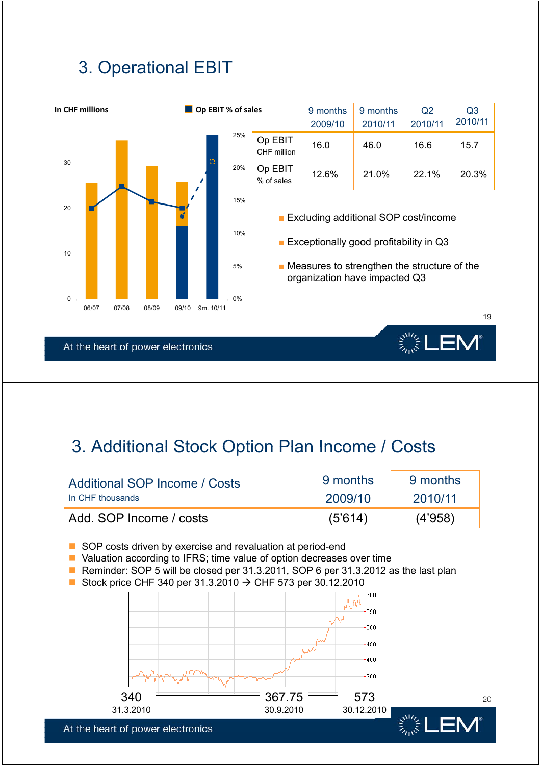# 3. Operational EBIT

In CHF millions

Op EBIT % of sales

| | 9 months 2009/10 | 9 months 2010/11 | Q2 2010/11 | Q3 2010/11 |
|---|---|---|---|---|
| Op EBIT CHF million | 16.0 | 46.0 | 16.6 | 15.7 |
| Op EBIT % of sales | 12.6% | 21.0% | 22.1% | 20.3% |

- Excluding additional SOP cost/income
- Exceptionally good profitability in Q3
- Measures to strengthen the structure of the organization have impacted Q3

# 3. Additional Stock Option Plan Income / Costs

| Additional SOP Income / Costs In CHF thousands | 9 months 2009/10 | 9 months 2010/11 |
|---|---|---|
| Add. SOP Income / costs | (5'614) | (4'958) |

- SOP costs driven by exercise and revaluation at period-end
- Valuation according to IFRS; time value of option decreases over time
- Reminder: SOP 5 will be closed per 31.3.2011, SOP 6 per 31.3.2012 as the last plan
- Stock price CHF 340 per 31.3.2010 → CHF 573 per 30.12.2010

340 (31.3.2010) — 367.75 (30.9.2010) — 573 (30.12.2010)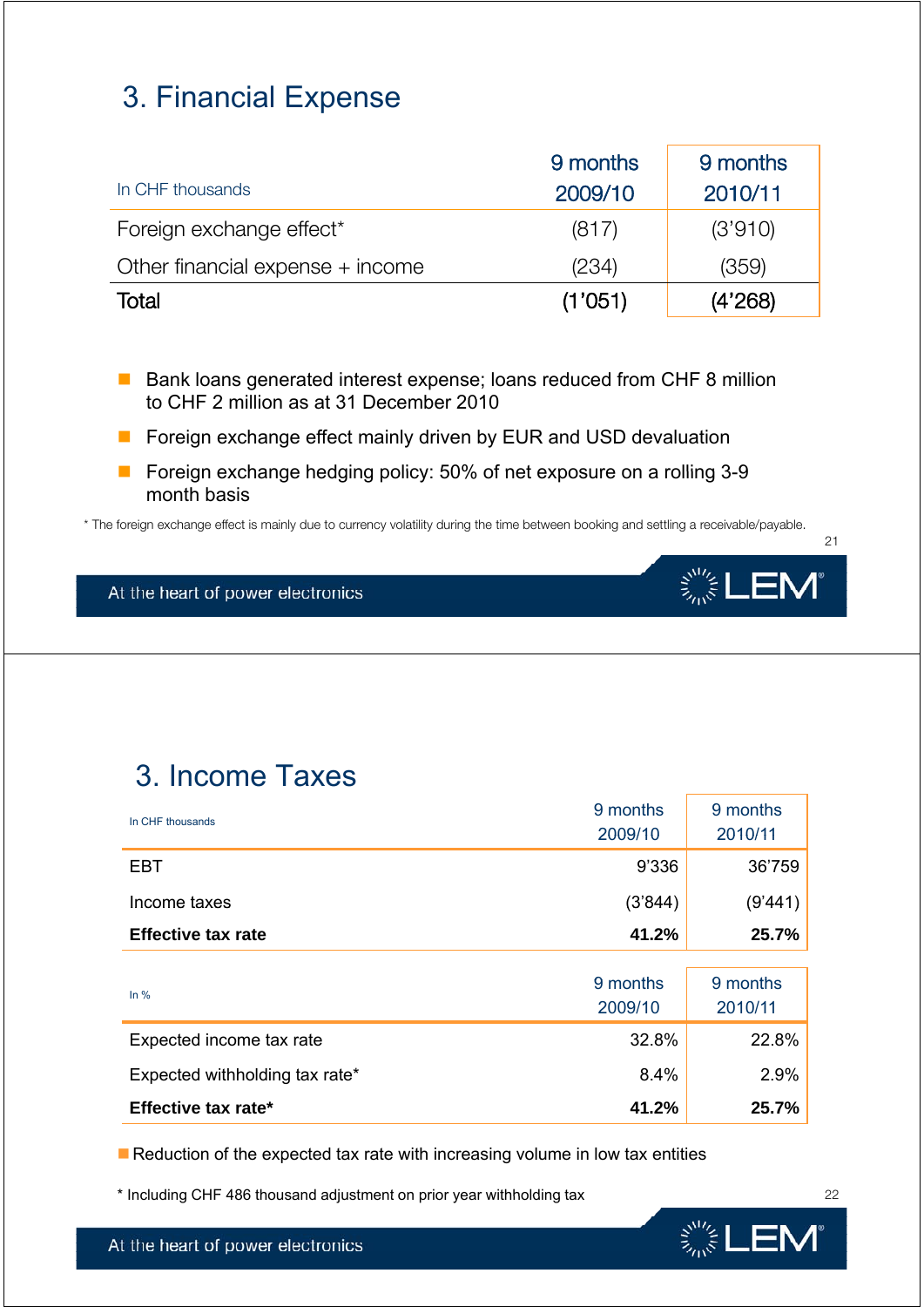## 3. Financial Expense

| In CHF thousands | 9 months 2009/10 | 9 months 2010/11 |
|---|---|---|
| Foreign exchange effect* | (817) | (3'910) |
| Other financial expense + income | (234) | (359) |
| Total | (1'051) | (4'268) |

- Bank loans generated interest expense; loans reduced from CHF 8 million to CHF 2 million as at 31 December 2010
- Foreign exchange effect mainly driven by EUR and USD devaluation
- Foreign exchange hedging policy: 50% of net exposure on a rolling 3-9 month basis

* The foreign exchange effect is mainly due to currency volatility during the time between booking and settling a receivable/payable.

At the heart of power electronics

## 3. Income Taxes

| In CHF thousands | 9 months 2009/10 | 9 months 2010/11 |
|---|---|---|
| EBT | 9'336 | 36'759 |
| Income taxes | (3'844) | (9'441) |
| **Effective tax rate** | **41.2%** | **25.7%** |

| In % | 9 months 2009/10 | 9 months 2010/11 |
|---|---|---|
| Expected income tax rate | 32.8% | 22.8% |
| Expected withholding tax rate* | 8.4% | 2.9% |
| **Effective tax rate*** | **41.2%** | **25.7%** |

- Reduction of the expected tax rate with increasing volume in low tax entities

* Including CHF 486 thousand adjustment on prior year withholding tax

At the heart of power electronics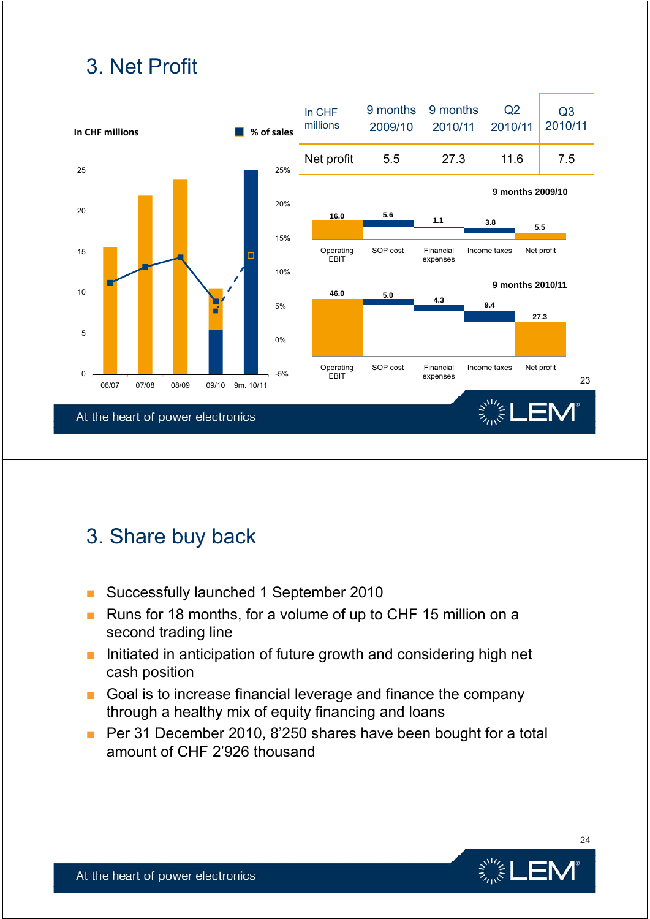# 3. Net Profit

| In CHF millions | 9 months 2009/10 | 9 months 2010/11 | Q2 2010/11 | Q3 2010/11 |
|---|---|---|---|---|
| Net profit | 5.5 | 27.3 | 11.6 | 7.5 |

In CHF millions ■ % of sales

9 months 2009/10

| Operating EBIT | SOP cost | Financial expenses | Income taxes | Net profit |
|---|---|---|---|---|
| 16.0 | 5.6 | 1.1 | 3.8 | 5.5 |

9 months 2010/11

| Operating EBIT | SOP cost | Financial expenses | Income taxes | Net profit |
|---|---|---|---|---|
| 46.0 | 5.0 | 4.3 | 9.4 | 27.3 |

# 3. Share buy back

- Successfully launched 1 September 2010
- Runs for 18 months, for a volume of up to CHF 15 million on a second trading line
- Initiated in anticipation of future growth and considering high net cash position
- Goal is to increase financial leverage and finance the company through a healthy mix of equity financing and loans
- Per 31 December 2010, 8'250 shares have been bought for a total amount of CHF 2'926 thousand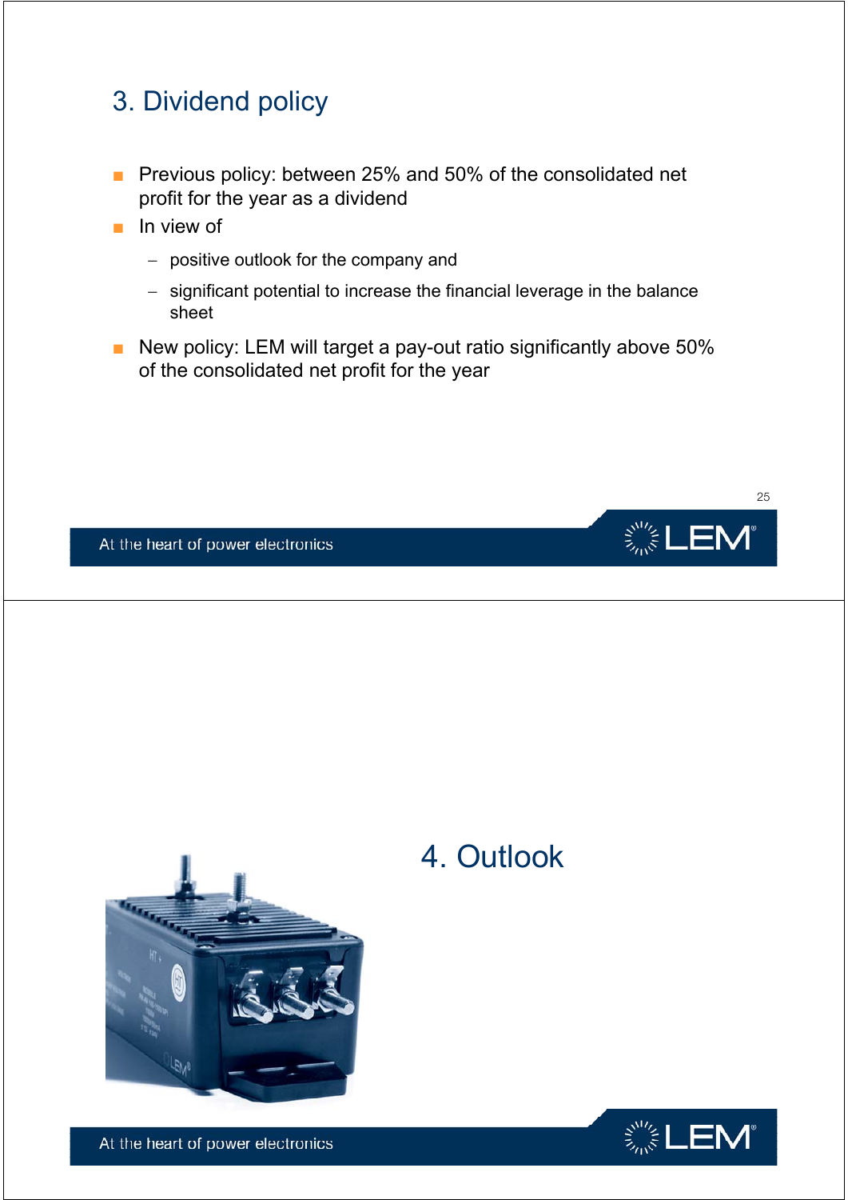## 3. Dividend policy

- Previous policy: between 25% and 50% of the consolidated net profit for the year as a dividend
- In view of
  - positive outlook for the company and
  - significant potential to increase the financial leverage in the balance sheet
- New policy: LEM will target a pay-out ratio significantly above 50% of the consolidated net profit for the year

## 4. Outlook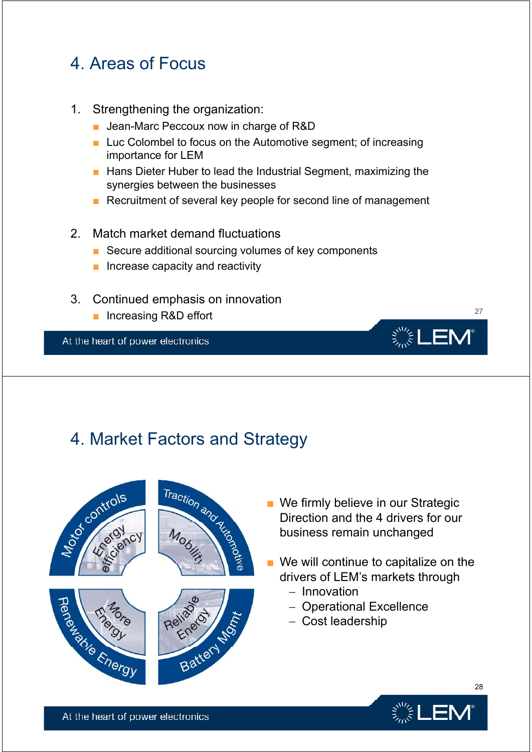# 4. Areas of Focus

1. Strengthening the organization:
   - Jean-Marc Peccoux now in charge of R&D
   - Luc Colombel to focus on the Automotive segment; of increasing importance for LEM
   - Hans Dieter Huber to lead the Industrial Segment, maximizing the synergies between the businesses
   - Recruitment of several key people for second line of management

2. Match market demand fluctuations
   - Secure additional sourcing volumes of key components
   - Increase capacity and reactivity

3. Continued emphasis on innovation
   - Increasing R&D effort

# 4. Market Factors and Strategy

Motor controls – Energy efficiency

Traction and Automotive – Mobility

Renewable Energy – More Energy

Battery Mgmt – Reliable Energy

- We firmly believe in our Strategic Direction and the 4 drivers for our business remain unchanged
- We will continue to capitalize on the drivers of LEM's markets through
  - Innovation
  - Operational Excellence
  - Cost leadership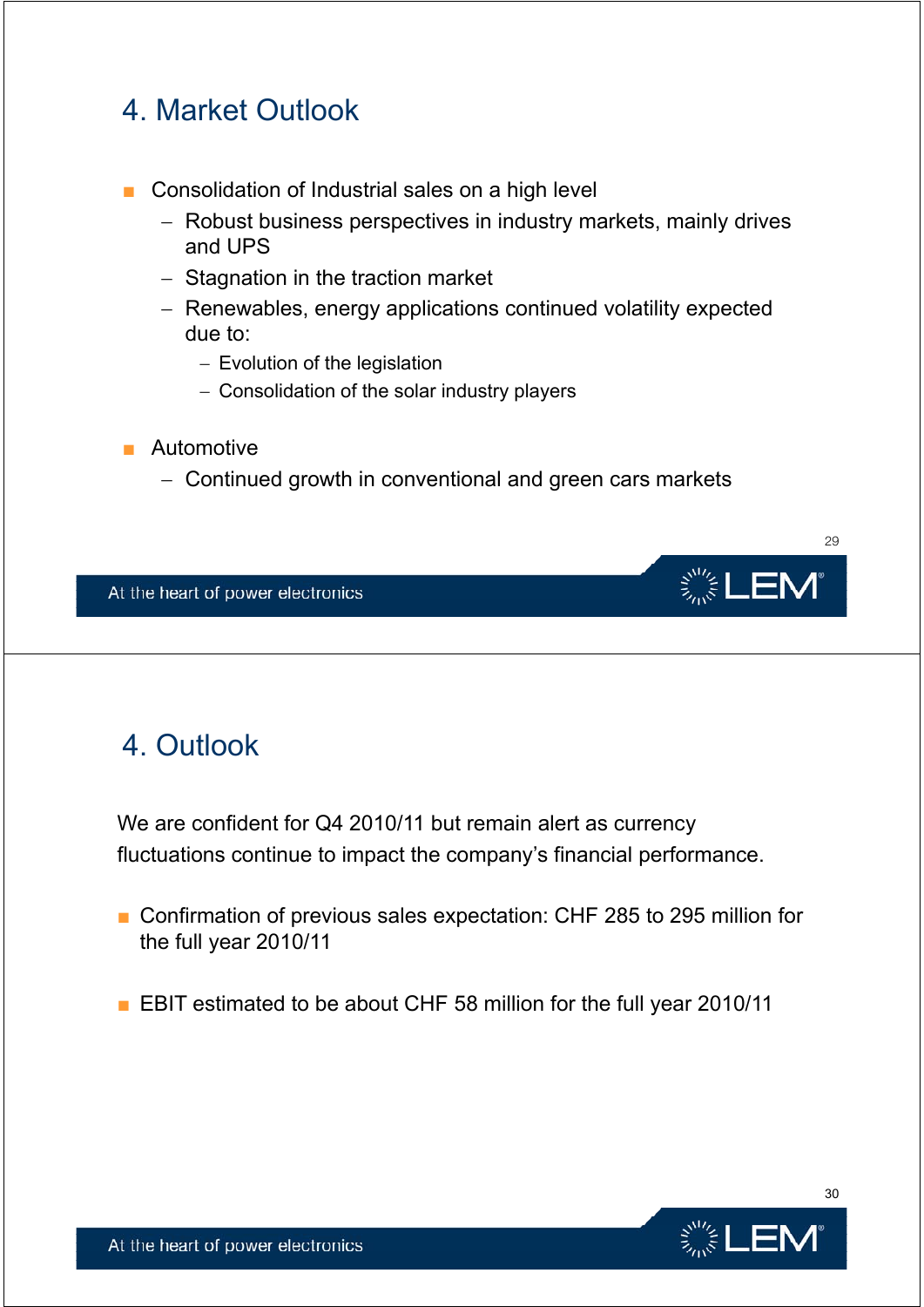## 4. Market Outlook

- Consolidation of Industrial sales on a high level
  - Robust business perspectives in industry markets, mainly drives and UPS
  - Stagnation in the traction market
  - Renewables, energy applications continued volatility expected due to:
    - Evolution of the legislation
    - Consolidation of the solar industry players
- Automotive
  - Continued growth in conventional and green cars markets

## 4. Outlook

We are confident for Q4 2010/11 but remain alert as currency fluctuations continue to impact the company's financial performance.

- Confirmation of previous sales expectation: CHF 285 to 295 million for the full year 2010/11
- EBIT estimated to be about CHF 58 million for the full year 2010/11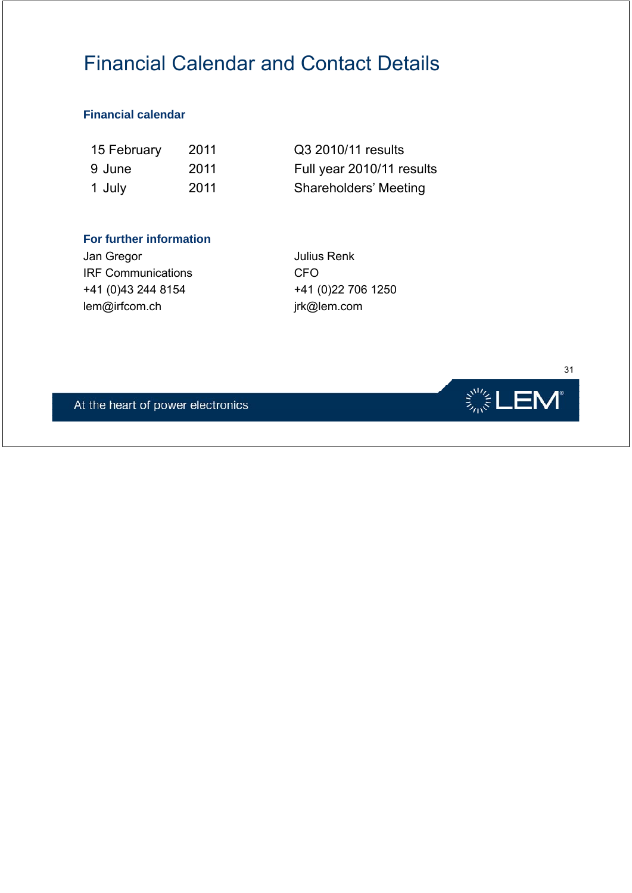# Financial Calendar and Contact Details

### Financial calendar

| | | |
|---|---|---|
| 15 February | 2011 | Q3 2010/11 results |
| 9 June | 2011 | Full year 2010/11 results |
| 1 July | 2011 | Shareholders' Meeting |

### For further information

Jan Gregor
IRF Communications
+41 (0)43 244 8154
lem@irfcom.ch

Julius Renk
CFO
+41 (0)22 706 1250
jrk@lem.com

At the heart of power electronics

LEM